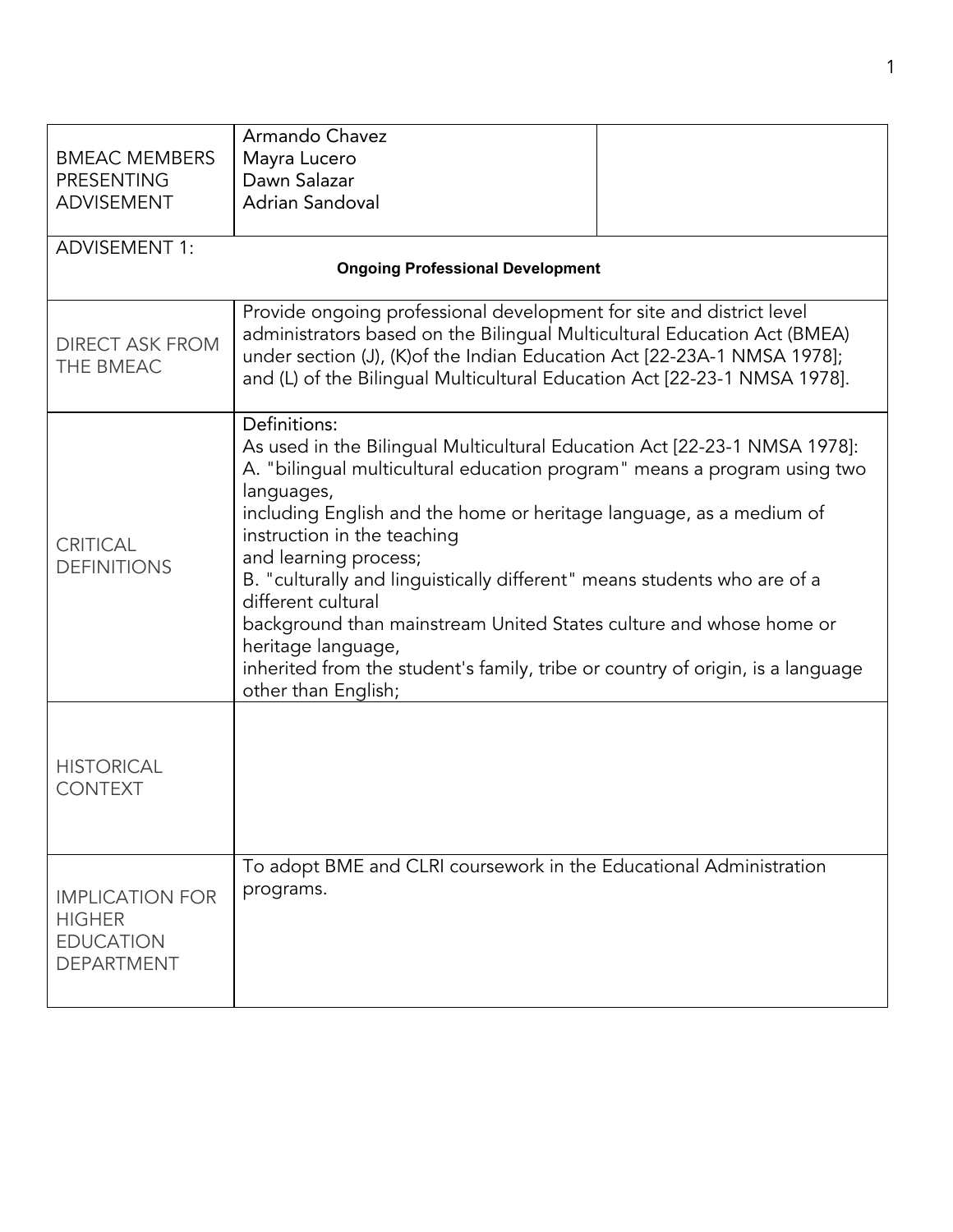| BMEAC MEMBERS PRESENTING ADVISEMENT | Armando Chavez<br>Mayra Lucero<br>Dawn Salazar<br>Adrian Sandoval | |
|---|---|---|
| ADVISEMENT 1: **Ongoing Professional Development** | | |
| DIRECT ASK FROM THE BMEAC | Provide ongoing professional development for site and district level administrators based on the Bilingual Multicultural Education Act (BMEA) under section (J), (K)of the Indian Education Act [22-23A-1 NMSA 1978]; and (L) of the Bilingual Multicultural Education Act [22-23-1 NMSA 1978]. | |
| CRITICAL DEFINITIONS | Definitions:<br>As used in the Bilingual Multicultural Education Act [22-23-1 NMSA 1978]:<br>A. "bilingual multicultural education program" means a program using two languages,<br>including English and the home or heritage language, as a medium of instruction in the teaching<br>and learning process;<br>B. "culturally and linguistically different" means students who are of a different cultural<br>background than mainstream United States culture and whose home or heritage language,<br>inherited from the student's family, tribe or country of origin, is a language other than English; | |
| HISTORICAL CONTEXT | | |
| IMPLICATION FOR HIGHER EDUCATION DEPARTMENT | To adopt BME and CLRI coursework in the Educational Administration programs. | |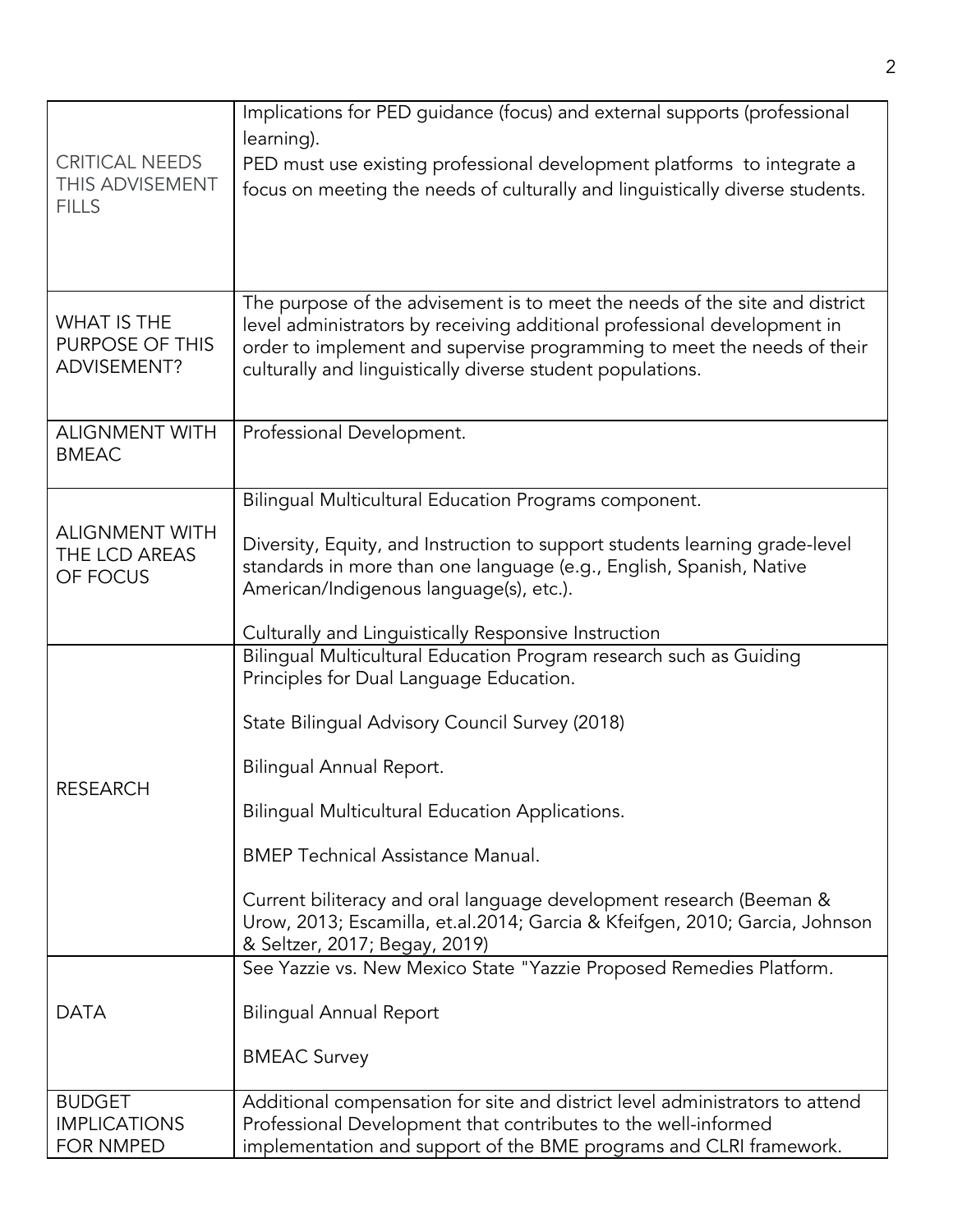| | |
|---|---|
| CRITICAL NEEDS THIS ADVISEMENT FILLS | Implications for PED guidance (focus) and external supports (professional learning).<br>PED must use existing professional development platforms to integrate a focus on meeting the needs of culturally and linguistically diverse students. |
| WHAT IS THE PURPOSE OF THIS ADVISEMENT? | The purpose of the advisement is to meet the needs of the site and district level administrators by receiving additional professional development in order to implement and supervise programming to meet the needs of their culturally and linguistically diverse student populations. |
| ALIGNMENT WITH BMEAC | Professional Development. |
| ALIGNMENT WITH THE LCD AREAS OF FOCUS | Bilingual Multicultural Education Programs component.<br><br>Diversity, Equity, and Instruction to support students learning grade-level standards in more than one language (e.g., English, Spanish, Native American/Indigenous language(s), etc.).<br><br>Culturally and Linguistically Responsive Instruction |
| RESEARCH | Bilingual Multicultural Education Program research such as Guiding Principles for Dual Language Education.<br><br>State Bilingual Advisory Council Survey (2018)<br><br>Bilingual Annual Report.<br><br>Bilingual Multicultural Education Applications.<br><br>BMEP Technical Assistance Manual.<br><br>Current biliteracy and oral language development research (Beeman & Urow, 2013; Escamilla, et.al.2014; Garcia & Kfeifgen, 2010; Garcia, Johnson & Seltzer, 2017; Begay, 2019) |
| DATA | See Yazzie vs. New Mexico State "Yazzie Proposed Remedies Platform.<br><br>Bilingual Annual Report<br><br>BMEAC Survey |
| BUDGET IMPLICATIONS FOR NMPED | Additional compensation for site and district level administrators to attend Professional Development that contributes to the well-informed implementation and support of the BME programs and CLRI framework. |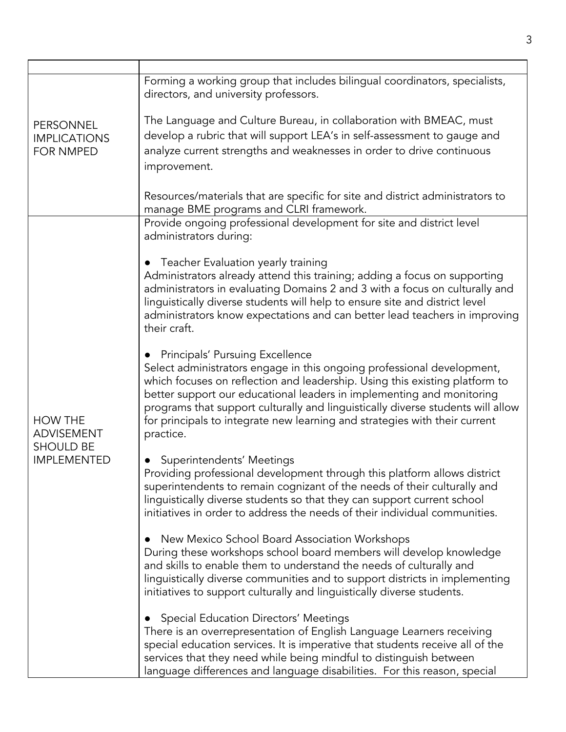| | |
|---|---|
| PERSONNEL IMPLICATIONS FOR NMPED | Forming a working group that includes bilingual coordinators, specialists, directors, and university professors.<br><br>The Language and Culture Bureau, in collaboration with BMEAC, must develop a rubric that will support LEA's in self-assessment to gauge and analyze current strengths and weaknesses in order to drive continuous improvement.<br><br>Resources/materials that are specific for site and district administrators to manage BME programs and CLRI framework. |
| HOW THE ADVISEMENT SHOULD BE IMPLEMENTED | Provide ongoing professional development for site and district level administrators during:<br><br>● Teacher Evaluation yearly training<br>Administrators already attend this training; adding a focus on supporting administrators in evaluating Domains 2 and 3 with a focus on culturally and linguistically diverse students will help to ensure site and district level administrators know expectations and can better lead teachers in improving their craft.<br><br>● Principals' Pursuing Excellence<br>Select administrators engage in this ongoing professional development, which focuses on reflection and leadership. Using this existing platform to better support our educational leaders in implementing and monitoring programs that support culturally and linguistically diverse students will allow for principals to integrate new learning and strategies with their current practice.<br><br>● Superintendents' Meetings<br>Providing professional development through this platform allows district superintendents to remain cognizant of the needs of their culturally and linguistically diverse students so that they can support current school initiatives in order to address the needs of their individual communities.<br><br>● New Mexico School Board Association Workshops<br>During these workshops school board members will develop knowledge and skills to enable them to understand the needs of culturally and linguistically diverse communities and to support districts in implementing initiatives to support culturally and linguistically diverse students.<br><br>● Special Education Directors' Meetings<br>There is an overrepresentation of English Language Learners receiving special education services. It is imperative that students receive all of the services that they need while being mindful to distinguish between language differences and language disabilities. For this reason, special |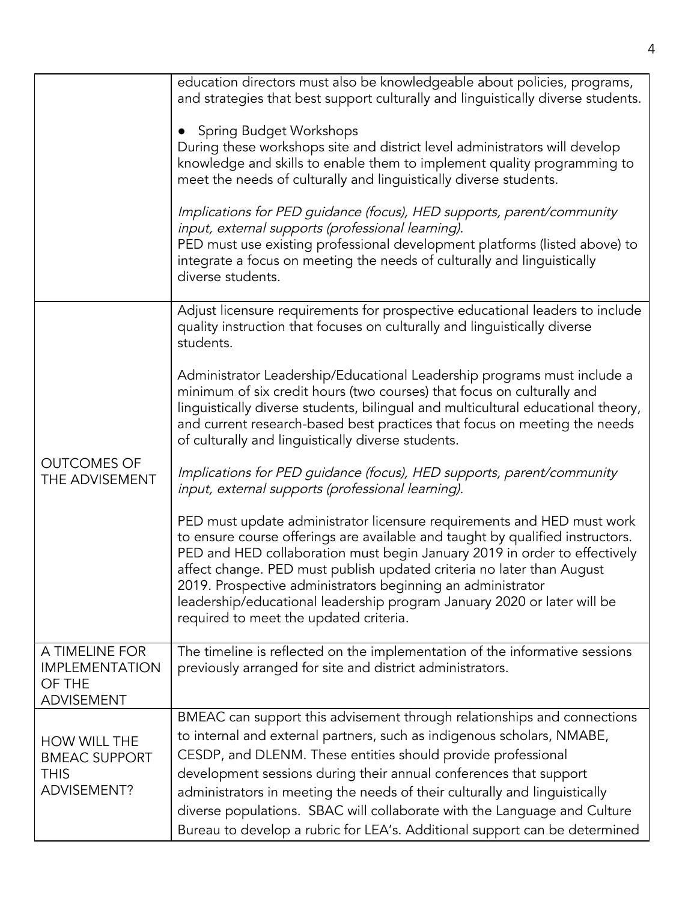| | |
|---|---|
| | education directors must also be knowledgeable about policies, programs, and strategies that best support culturally and linguistically diverse students.<br><br>● Spring Budget Workshops<br>During these workshops site and district level administrators will develop knowledge and skills to enable them to implement quality programming to meet the needs of culturally and linguistically diverse students.<br><br>*Implications for PED guidance (focus), HED supports, parent/community input, external supports (professional learning).*<br>PED must use existing professional development platforms (listed above) to integrate a focus on meeting the needs of culturally and linguistically diverse students. |
| OUTCOMES OF THE ADVISEMENT | Adjust licensure requirements for prospective educational leaders to include quality instruction that focuses on culturally and linguistically diverse students.<br><br>Administrator Leadership/Educational Leadership programs must include a minimum of six credit hours (two courses) that focus on culturally and linguistically diverse students, bilingual and multicultural educational theory, and current research-based best practices that focus on meeting the needs of culturally and linguistically diverse students.<br><br>*Implications for PED guidance (focus), HED supports, parent/community input, external supports (professional learning).*<br><br>PED must update administrator licensure requirements and HED must work to ensure course offerings are available and taught by qualified instructors. PED and HED collaboration must begin January 2019 in order to effectively affect change. PED must publish updated criteria no later than August 2019. Prospective administrators beginning an administrator leadership/educational leadership program January 2020 or later will be required to meet the updated criteria. |
| A TIMELINE FOR IMPLEMENTATION OF THE ADVISEMENT | The timeline is reflected on the implementation of the informative sessions previously arranged for site and district administrators. |
| HOW WILL THE BMEAC SUPPORT THIS ADVISEMENT? | BMEAC can support this advisement through relationships and connections to internal and external partners, such as indigenous scholars, NMABE, CESDP, and DLENM. These entities should provide professional development sessions during their annual conferences that support administrators in meeting the needs of their culturally and linguistically diverse populations. SBAC will collaborate with the Language and Culture Bureau to develop a rubric for LEA's. Additional support can be determined |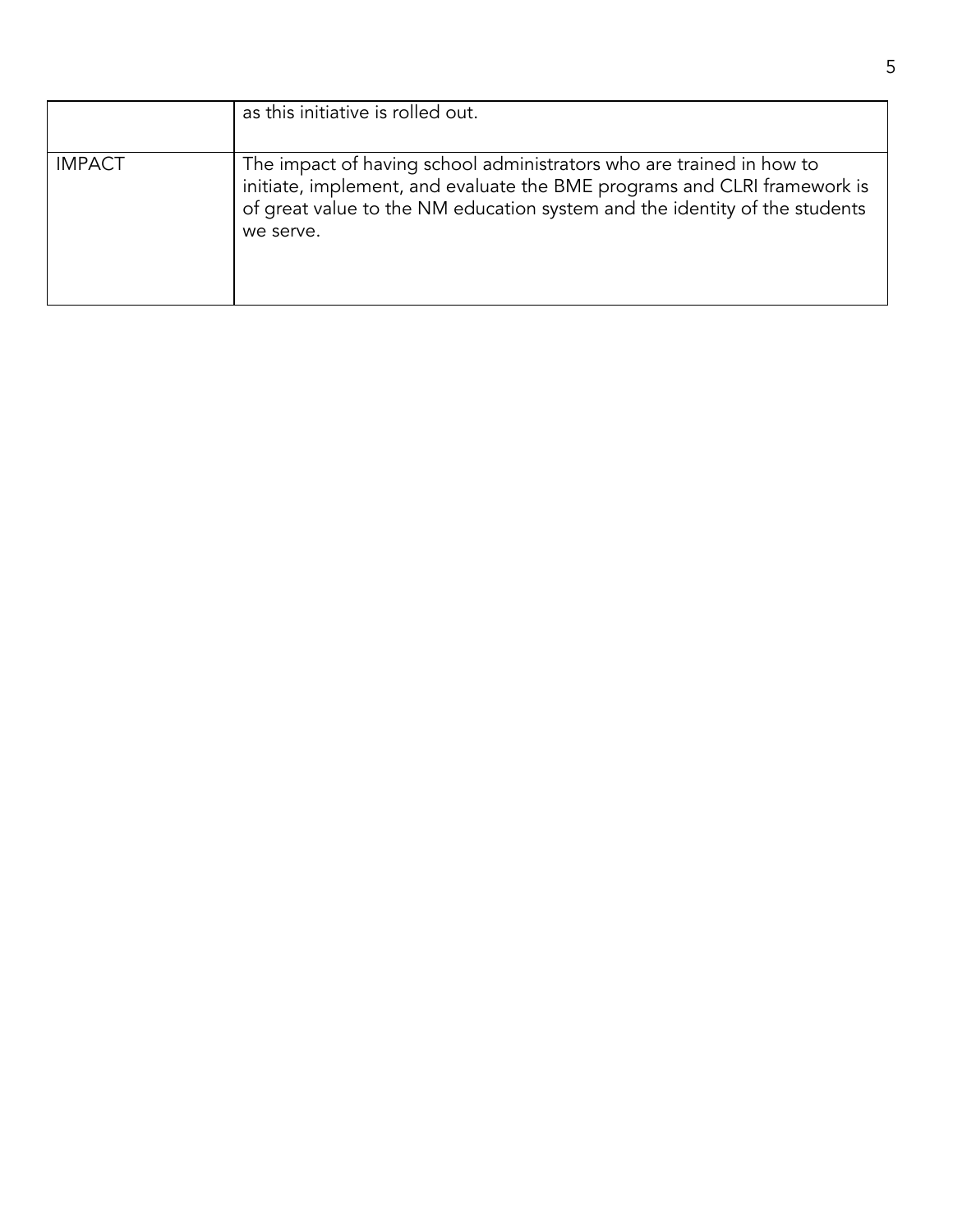| | |
|---|---|
| | as this initiative is rolled out. |
| IMPACT | The impact of having school administrators who are trained in how to initiate, implement, and evaluate the BME programs and CLRI framework is of great value to the NM education system and the identity of the students we serve. |